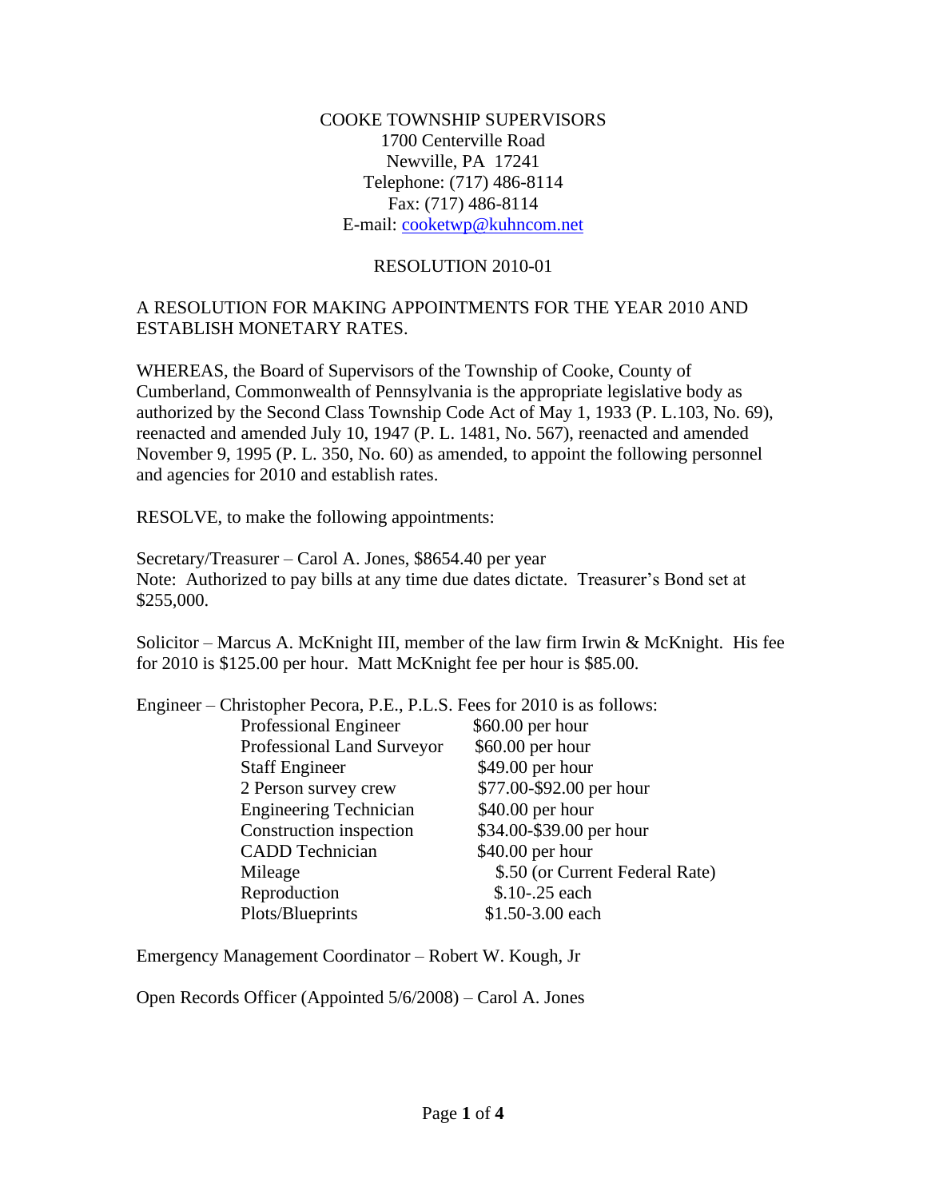COOKE TOWNSHIP SUPERVISORS
1700 Centerville Road
Newville, PA 17241
Telephone: (717) 486-8114
Fax: (717) 486-8114
E-mail: cooketwp@kuhncom.net

RESOLUTION 2010-01

A RESOLUTION FOR MAKING APPOINTMENTS FOR THE YEAR 2010 AND ESTABLISH MONETARY RATES.

WHEREAS, the Board of Supervisors of the Township of Cooke, County of Cumberland, Commonwealth of Pennsylvania is the appropriate legislative body as authorized by the Second Class Township Code Act of May 1, 1933 (P. L.103, No. 69), reenacted and amended July 10, 1947 (P. L. 1481, No. 567), reenacted and amended November 9, 1995 (P. L. 350, No. 60) as amended, to appoint the following personnel and agencies for 2010 and establish rates.

RESOLVE, to make the following appointments:

Secretary/Treasurer – Carol A. Jones, $8654.40 per year
Note: Authorized to pay bills at any time due dates dictate. Treasurer's Bond set at $255,000.

Solicitor – Marcus A. McKnight III, member of the law firm Irwin & McKnight. His fee for 2010 is $125.00 per hour. Matt McKnight fee per hour is $85.00.

Engineer – Christopher Pecora, P.E., P.L.S. Fees for 2010 is as follows:

| | |
|---|---|
| Professional Engineer | $60.00 per hour |
| Professional Land Surveyor | $60.00 per hour |
| Staff Engineer | $49.00 per hour |
| 2 Person survey crew | $77.00-$92.00 per hour |
| Engineering Technician | $40.00 per hour |
| Construction inspection | $34.00-$39.00 per hour |
| CADD Technician | $40.00 per hour |
| Mileage | $.50 (or Current Federal Rate) |
| Reproduction | $.10-.25 each |
| Plots/Blueprints | $1.50-3.00 each |

Emergency Management Coordinator – Robert W. Kough, Jr

Open Records Officer (Appointed 5/6/2008) – Carol A. Jones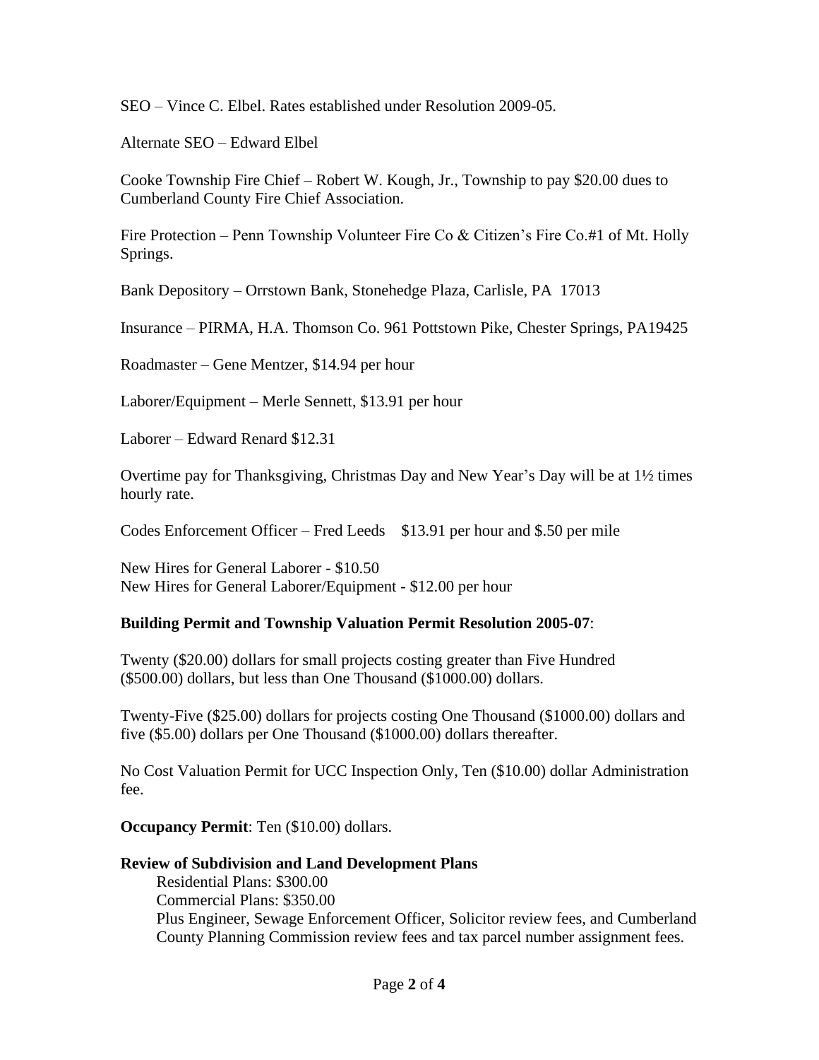SEO – Vince C. Elbel. Rates established under Resolution 2009-05.

Alternate SEO – Edward Elbel

Cooke Township Fire Chief – Robert W. Kough, Jr., Township to pay $20.00 dues to Cumberland County Fire Chief Association.

Fire Protection – Penn Township Volunteer Fire Co & Citizen's Fire Co.#1 of Mt. Holly Springs.

Bank Depository – Orrstown Bank, Stonehedge Plaza, Carlisle, PA 17013

Insurance – PIRMA, H.A. Thomson Co. 961 Pottstown Pike, Chester Springs, PA19425

Roadmaster – Gene Mentzer, $14.94 per hour

Laborer/Equipment – Merle Sennett, $13.91 per hour

Laborer – Edward Renard $12.31

Overtime pay for Thanksgiving, Christmas Day and New Year's Day will be at 1½ times hourly rate.

Codes Enforcement Officer – Fred Leeds $13.91 per hour and $.50 per mile

New Hires for General Laborer - $10.50
New Hires for General Laborer/Equipment - $12.00 per hour

**Building Permit and Township Valuation Permit Resolution 2005-07**:

Twenty ($20.00) dollars for small projects costing greater than Five Hundred ($500.00) dollars, but less than One Thousand ($1000.00) dollars.

Twenty-Five ($25.00) dollars for projects costing One Thousand ($1000.00) dollars and five ($5.00) dollars per One Thousand ($1000.00) dollars thereafter.

No Cost Valuation Permit for UCC Inspection Only, Ten ($10.00) dollar Administration fee.

**Occupancy Permit**: Ten ($10.00) dollars.

**Review of Subdivision and Land Development Plans**

Residential Plans: $300.00
Commercial Plans: $350.00
Plus Engineer, Sewage Enforcement Officer, Solicitor review fees, and Cumberland County Planning Commission review fees and tax parcel number assignment fees.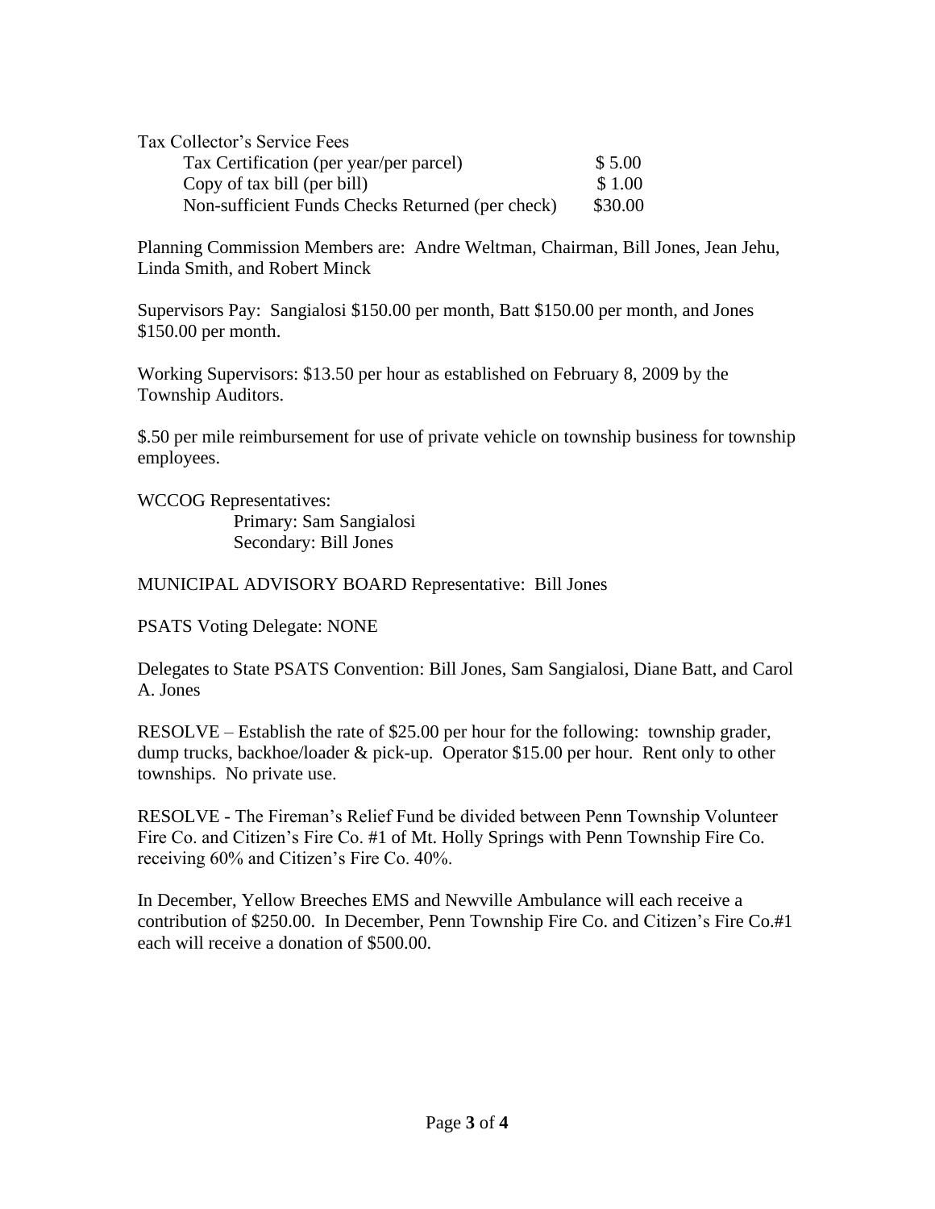Tax Collector's Service Fees

| | |
|---|---|
| Tax Certification (per year/per parcel) | $ 5.00 |
| Copy of tax bill (per bill) | $ 1.00 |
| Non-sufficient Funds Checks Returned (per check) | $30.00 |

Planning Commission Members are: Andre Weltman, Chairman, Bill Jones, Jean Jehu, Linda Smith, and Robert Minck

Supervisors Pay: Sangialosi $150.00 per month, Batt $150.00 per month, and Jones $150.00 per month.

Working Supervisors: $13.50 per hour as established on February 8, 2009 by the Township Auditors.

$.50 per mile reimbursement for use of private vehicle on township business for township employees.

WCCOG Representatives:
Primary: Sam Sangialosi
Secondary: Bill Jones

MUNICIPAL ADVISORY BOARD Representative: Bill Jones

PSATS Voting Delegate: NONE

Delegates to State PSATS Convention: Bill Jones, Sam Sangialosi, Diane Batt, and Carol A. Jones

RESOLVE – Establish the rate of $25.00 per hour for the following: township grader, dump trucks, backhoe/loader & pick-up. Operator $15.00 per hour. Rent only to other townships. No private use.

RESOLVE - The Fireman's Relief Fund be divided between Penn Township Volunteer Fire Co. and Citizen's Fire Co. #1 of Mt. Holly Springs with Penn Township Fire Co. receiving 60% and Citizen's Fire Co. 40%.

In December, Yellow Breeches EMS and Newville Ambulance will each receive a contribution of $250.00. In December, Penn Township Fire Co. and Citizen's Fire Co.#1 each will receive a donation of $500.00.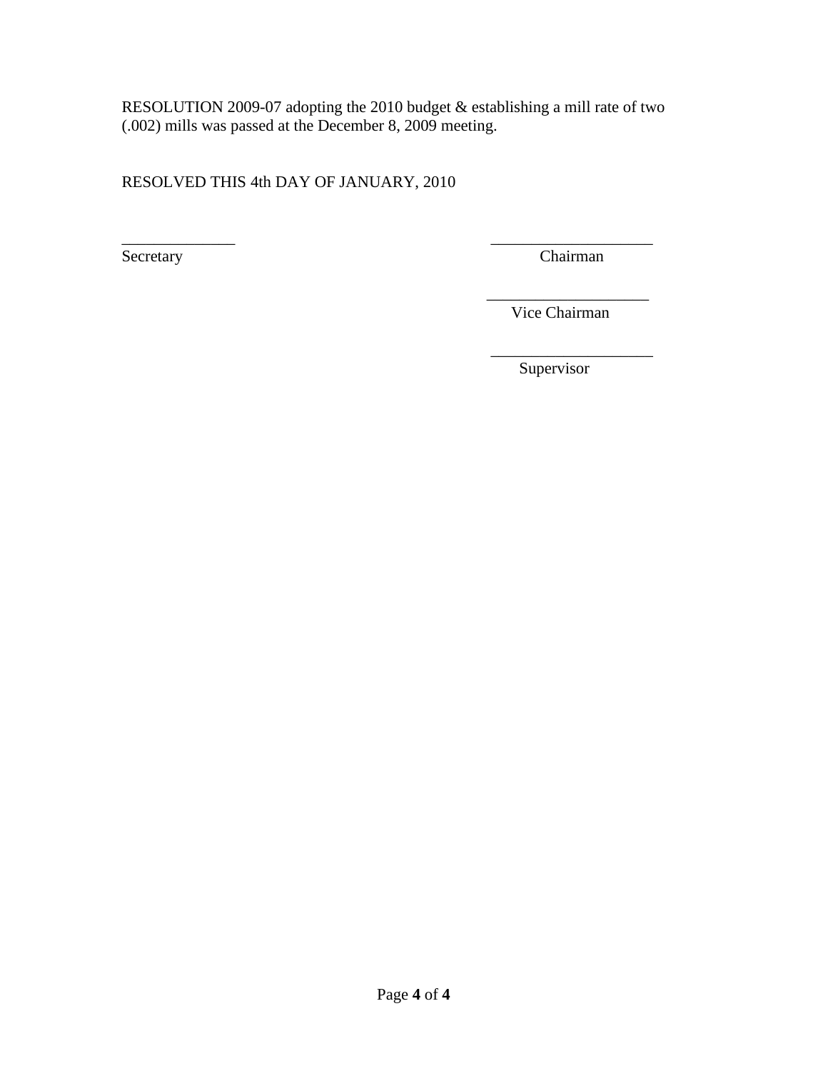RESOLUTION 2009-07 adopting the 2010 budget & establishing a mill rate of two (.002) mills was passed at the December 8, 2009 meeting.

RESOLVED THIS 4th DAY OF JANUARY, 2010

______________ ____________________

Secretary Chairman

____________________

Vice Chairman

____________________

Supervisor